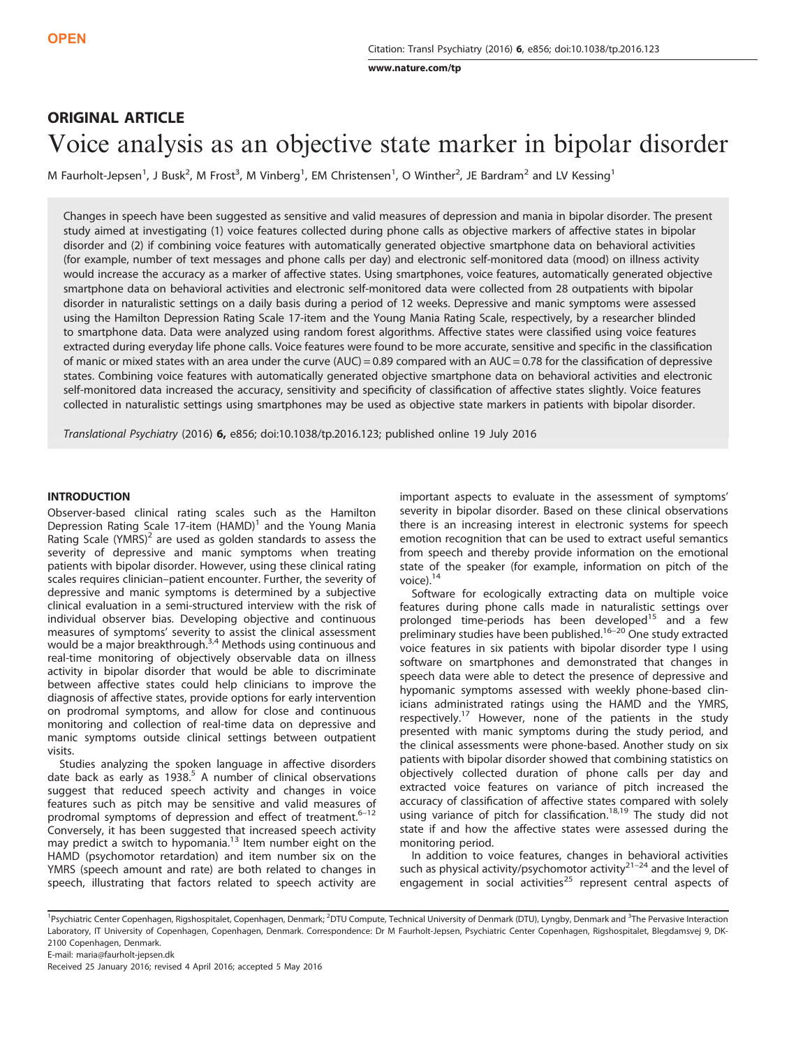OPEN

## ORIGINAL ARTICLE

# Voice analysis as an objective state marker in bipolar disorder

M Faurholt-Jepsen[1], J Busk[2], M Frost[3], M Vinberg[1], EM Christensen[1], O Winther[2], JE Bardram[2] and LV Kessing[1]

Changes in speech have been suggested as sensitive and valid measures of depression and mania in bipolar disorder. The present study aimed at investigating (1) voice features collected during phone calls as objective markers of affective states in bipolar disorder and (2) if combining voice features with automatically generated objective smartphone data on behavioral activities (for example, number of text messages and phone calls per day) and electronic self-monitored data (mood) on illness activity would increase the accuracy as a marker of affective states. Using smartphones, voice features, automatically generated objective smartphone data on behavioral activities and electronic self-monitored data were collected from 28 outpatients with bipolar disorder in naturalistic settings on a daily basis during a period of 12 weeks. Depressive and manic symptoms were assessed using the Hamilton Depression Rating Scale 17-item and the Young Mania Rating Scale, respectively, by a researcher blinded to smartphone data. Data were analyzed using random forest algorithms. Affective states were classified using voice features extracted during everyday life phone calls. Voice features were found to be more accurate, sensitive and specific in the classification of manic or mixed states with an area under the curve (AUC) = 0.89 compared with an AUC = 0.78 for the classification of depressive states. Combining voice features with automatically generated objective smartphone data on behavioral activities and electronic self-monitored data increased the accuracy, sensitivity and specificity of classification of affective states slightly. Voice features collected in naturalistic settings using smartphones may be used as objective state markers in patients with bipolar disorder.

*Translational Psychiatry* (2016) **6,** e856; doi:10.1038/tp.2016.123; published online 19 July 2016

## INTRODUCTION

Observer-based clinical rating scales such as the Hamilton Depression Rating Scale 17-item (HAMD)[1] and the Young Mania Rating Scale (YMRS)[2] are used as golden standards to assess the severity of depressive and manic symptoms when treating patients with bipolar disorder. However, using these clinical rating scales requires clinician–patient encounter. Further, the severity of depressive and manic symptoms is determined by a subjective clinical evaluation in a semi-structured interview with the risk of individual observer bias. Developing objective and continuous measures of symptoms' severity to assist the clinical assessment would be a major breakthrough.[3,4] Methods using continuous and real-time monitoring of objectively observable data on illness activity in bipolar disorder that would be able to discriminate between affective states could help clinicians to improve the diagnosis of affective states, provide options for early intervention on prodromal symptoms, and allow for close and continuous monitoring and collection of real-time data on depressive and manic symptoms outside clinical settings between outpatient visits.

Studies analyzing the spoken language in affective disorders date back as early as 1938.[5] A number of clinical observations suggest that reduced speech activity and changes in voice features such as pitch may be sensitive and valid measures of prodromal symptoms of depression and effect of treatment.[6–12] Conversely, it has been suggested that increased speech activity may predict a switch to hypomania.[13] Item number eight on the HAMD (psychomotor retardation) and item number six on the YMRS (speech amount and rate) are both related to changes in speech, illustrating that factors related to speech activity are important aspects to evaluate in the assessment of symptoms' severity in bipolar disorder. Based on these clinical observations there is an increasing interest in electronic systems for speech emotion recognition that can be used to extract useful semantics from speech and thereby provide information on the emotional state of the speaker (for example, information on pitch of the voice).[14]

Software for ecologically extracting data on multiple voice features during phone calls made in naturalistic settings over prolonged time-periods has been developed[15] and a few preliminary studies have been published.[16–20] One study extracted voice features in six patients with bipolar disorder type I using software on smartphones and demonstrated that changes in speech data were able to detect the presence of depressive and hypomanic symptoms assessed with weekly phone-based clinicians administrated ratings using the HAMD and the YMRS, respectively.[17] However, none of the patients in the study presented with manic symptoms during the study period, and the clinical assessments were phone-based. Another study on six patients with bipolar disorder showed that combining statistics on objectively collected duration of phone calls per day and extracted voice features on variance of pitch increased the accuracy of classification of affective states compared with solely using variance of pitch for classification.[18,19] The study did not state if and how the affective states were assessed during the monitoring period.

In addition to voice features, changes in behavioral activities such as physical activity/psychomotor activity[21–24] and the level of engagement in social activities[25] represent central aspects of

[1]Psychiatric Center Copenhagen, Rigshospitalet, Copenhagen, Denmark; [2]DTU Compute, Technical University of Denmark (DTU), Lyngby, Denmark and [3]The Pervasive Interaction Laboratory, IT University of Copenhagen, Copenhagen, Denmark. Correspondence: Dr M Faurholt-Jepsen, Psychiatric Center Copenhagen, Rigshospitalet, Blegdamsvej 9, DK-2100 Copenhagen, Denmark.
E-mail: maria@faurholt-jepsen.dk
Received 25 January 2016; revised 4 April 2016; accepted 5 May 2016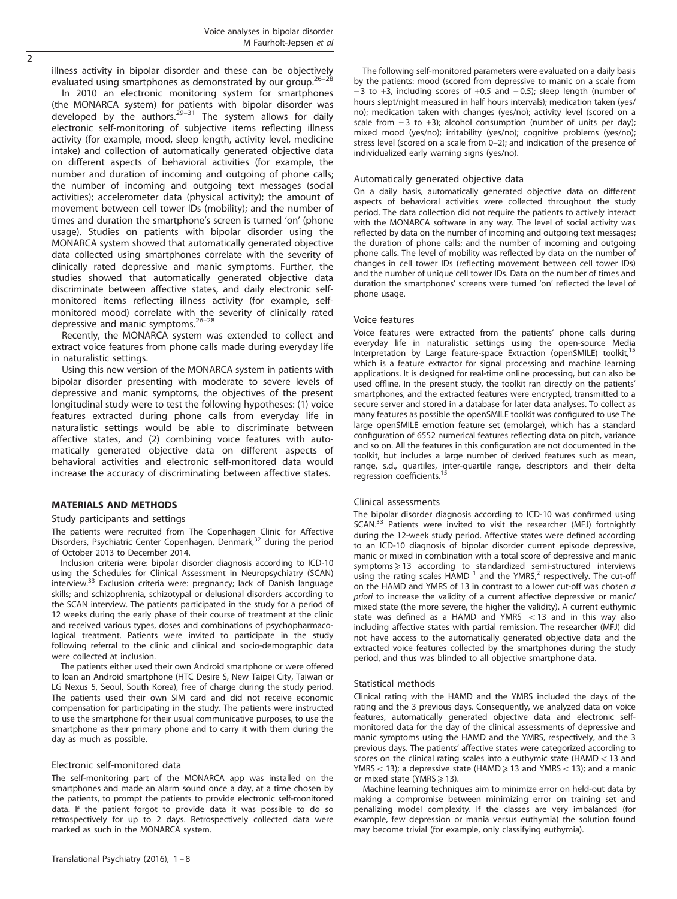illness activity in bipolar disorder and these can be objectively evaluated using smartphones as demonstrated by our group.[26–28]

In 2010 an electronic monitoring system for smartphones (the MONARCA system) for patients with bipolar disorder was developed by the authors.[29–31] The system allows for daily electronic self-monitoring of subjective items reflecting illness activity (for example, mood, sleep length, activity level, medicine intake) and collection of automatically generated objective data on different aspects of behavioral activities (for example, the number and duration of incoming and outgoing of phone calls; the number of incoming and outgoing text messages (social activities); accelerometer data (physical activity); the amount of movement between cell tower IDs (mobility); and the number of times and duration the smartphone's screen is turned 'on' (phone usage). Studies on patients with bipolar disorder using the MONARCA system showed that automatically generated objective data collected using smartphones correlate with the severity of clinically rated depressive and manic symptoms. Further, the studies showed that automatically generated objective data discriminate between affective states, and daily electronic self-monitored items reflecting illness activity (for example, self-monitored mood) correlate with the severity of clinically rated depressive and manic symptoms.[26–28]

Recently, the MONARCA system was extended to collect and extract voice features from phone calls made during everyday life in naturalistic settings.

Using this new version of the MONARCA system in patients with bipolar disorder presenting with moderate to severe levels of depressive and manic symptoms, the objectives of the present longitudinal study were to test the following hypotheses: (1) voice features extracted during phone calls from everyday life in naturalistic settings would be able to discriminate between affective states, and (2) combining voice features with automatically generated objective data on different aspects of behavioral activities and electronic self-monitored data would increase the accuracy of discriminating between affective states.

## MATERIALS AND METHODS

### Study participants and settings

The patients were recruited from The Copenhagen Clinic for Affective Disorders, Psychiatric Center Copenhagen, Denmark,[32] during the period of October 2013 to December 2014.

Inclusion criteria were: bipolar disorder diagnosis according to ICD-10 using the Schedules for Clinical Assessment in Neuropsychiatry (SCAN) interview.[33] Exclusion criteria were: pregnancy; lack of Danish language skills; and schizophrenia, schizotypal or delusional disorders according to the SCAN interview. The patients participated in the study for a period of 12 weeks during the early phase of their course of treatment at the clinic and received various types, doses and combinations of psychopharmacological treatment. Patients were invited to participate in the study following referral to the clinic and clinical and socio-demographic data were collected at inclusion.

The patients either used their own Android smartphone or were offered to loan an Android smartphone (HTC Desire S, New Taipei City, Taiwan or LG Nexus 5, Seoul, South Korea), free of charge during the study period. The patients used their own SIM card and did not receive economic compensation for participating in the study. The patients were instructed to use the smartphone for their usual communicative purposes, to use the smartphone as their primary phone and to carry it with them during the day as much as possible.

### Electronic self-monitored data

The self-monitoring part of the MONARCA app was installed on the smartphones and made an alarm sound once a day, at a time chosen by the patients, to prompt the patients to provide electronic self-monitored data. If the patient forgot to provide data it was possible to do so retrospectively for up to 2 days. Retrospectively collected data were marked as such in the MONARCA system.

The following self-monitored parameters were evaluated on a daily basis by the patients: mood (scored from depressive to manic on a scale from −3 to +3, including scores of +0.5 and −0.5); sleep length (number of hours slept/night measured in half hours intervals); medication taken (yes/no); medication taken with changes (yes/no); activity level (scored on a scale from −3 to +3); alcohol consumption (number of units per day); mixed mood (yes/no); irritability (yes/no); cognitive problems (yes/no); stress level (scored on a scale from 0–2); and indication of the presence of individualized early warning signs (yes/no).

### Automatically generated objective data

On a daily basis, automatically generated objective data on different aspects of behavioral activities were collected throughout the study period. The data collection did not require the patients to actively interact with the MONARCA software in any way. The level of social activity was reflected by data on the number of incoming and outgoing text messages; the duration of phone calls; and the number of incoming and outgoing phone calls. The level of mobility was reflected by data on the number of changes in cell tower IDs (reflecting movement between cell tower IDs) and the number of unique cell tower IDs. Data on the number of times and duration the smartphones' screens were turned 'on' reflected the level of phone usage.

### Voice features

Voice features were extracted from the patients' phone calls during everyday life in naturalistic settings using the open-source Media Interpretation by Large feature-space Extraction (openSMILE) toolkit,[15] which is a feature extractor for signal processing and machine learning applications. It is designed for real-time online processing, but can also be used offline. In the present study, the toolkit ran directly on the patients' smartphones, and the extracted features were encrypted, transmitted to a secure server and stored in a database for later data analyses. To collect as many features as possible the openSMILE toolkit was configured to use The large openSMILE emotion feature set (emolarge), which has a standard configuration of 6552 numerical features reflecting data on pitch, variance and so on. All the features in this configuration are not documented in the toolkit, but includes a large number of derived features such as mean, range, s.d., quartiles, inter-quartile range, descriptors and their delta regression coefficients.[15]

### Clinical assessments

The bipolar disorder diagnosis according to ICD-10 was confirmed using SCAN.[33] Patients were invited to visit the researcher (MFJ) fortnightly during the 12-week study period. Affective states were defined according to an ICD-10 diagnosis of bipolar disorder current episode depressive, manic or mixed in combination with a total score of depressive and manic symptoms ⩾ 13 according to standardized semi-structured interviews using the rating scales HAMD [1] and the YMRS,[2] respectively. The cut-off on the HAMD and YMRS of 13 in contrast to a lower cut-off was chosen *a priori* to increase the validity of a current affective depressive or manic/mixed state (the more severe, the higher the validity). A current euthymic state was defined as a HAMD and YMRS < 13 and in this way also including affective states with partial remission. The researcher (MFJ) did not have access to the automatically generated objective data and the extracted voice features collected by the smartphones during the study period, and thus was blinded to all objective smartphone data.

### Statistical methods

Clinical rating with the HAMD and the YMRS included the days of the rating and the 3 previous days. Consequently, we analyzed data on voice features, automatically generated objective data and electronic self-monitored data for the day of the clinical assessments of depressive and manic symptoms using the HAMD and the YMRS, respectively, and the 3 previous days. The patients' affective states were categorized according to scores on the clinical rating scales into a euthymic state (HAMD < 13 and YMRS < 13); a depressive state (HAMD ⩾ 13 and YMRS < 13); and a manic or mixed state (YMRS ⩾ 13).

Machine learning techniques aim to minimize error on held-out data by making a compromise between minimizing error on training set and penalizing model complexity. If the classes are very imbalanced (for example, few depression or mania versus euthymia) the solution found may become trivial (for example, only classifying euthymia).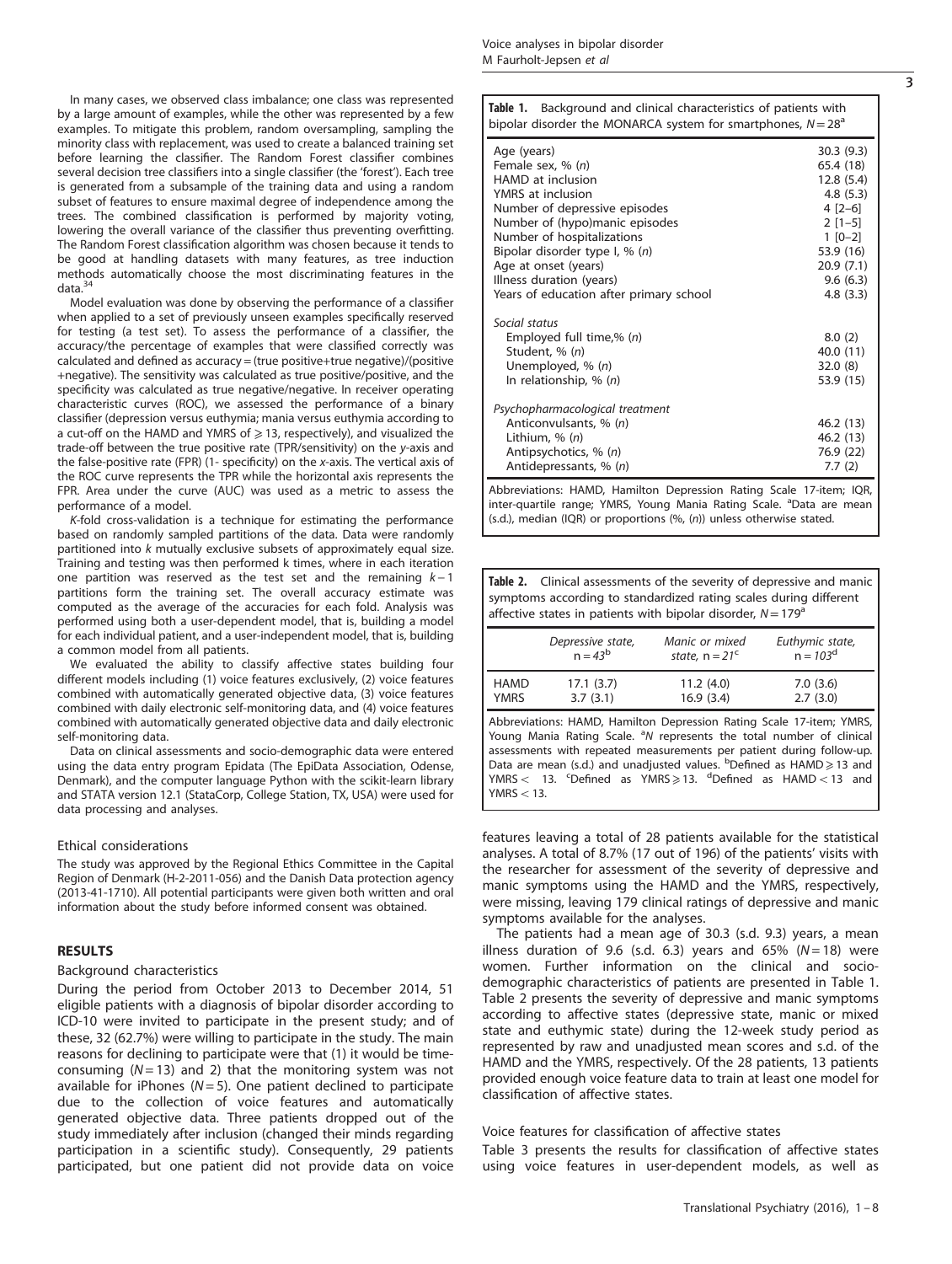In many cases, we observed class imbalance; one class was represented by a large amount of examples, while the other was represented by a few examples. To mitigate this problem, random oversampling, sampling the minority class with replacement, was used to create a balanced training set before learning the classifier. The Random Forest classifier combines several decision tree classifiers into a single classifier (the 'forest'). Each tree is generated from a subsample of the training data and using a random subset of features to ensure maximal degree of independence among the trees. The combined classification is performed by majority voting, lowering the overall variance of the classifier thus preventing overfitting. The Random Forest classification algorithm was chosen because it tends to be good at handling datasets with many features, as tree induction methods automatically choose the most discriminating features in the data.[34]

Model evaluation was done by observing the performance of a classifier when applied to a set of previously unseen examples specifically reserved for testing (a test set). To assess the performance of a classifier, the accuracy/the percentage of examples that were classified correctly was calculated and defined as accuracy = (true positive+true negative)/(positive +negative). The sensitivity was calculated as true positive/positive, and the specificity was calculated as true negative/negative. In receiver operating characteristic curves (ROC), we assessed the performance of a binary classifier (depression versus euthymia; mania versus euthymia according to a cut-off on the HAMD and YMRS of $\geqslant 13$, respectively), and visualized the trade-off between the true positive rate (TPR/sensitivity) on the y-axis and the false-positive rate (FPR) (1- specificity) on the x-axis. The vertical axis of the ROC curve represents the TPR while the horizontal axis represents the FPR. Area under the curve (AUC) was used as a metric to assess the performance of a model.

*K*-fold cross-validation is a technique for estimating the performance based on randomly sampled partitions of the data. Data were randomly partitioned into $k$ mutually exclusive subsets of approximately equal size. Training and testing was then performed k times, where in each iteration one partition was reserved as the test set and the remaining $k-1$ partitions form the training set. The overall accuracy estimate was computed as the average of the accuracies for each fold. Analysis was performed using both a user-dependent model, that is, building a model for each individual patient, and a user-independent model, that is, building a common model from all patients.

We evaluated the ability to classify affective states building four different models including (1) voice features exclusively, (2) voice features combined with automatically generated objective data, (3) voice features combined with daily electronic self-monitoring data, and (4) voice features combined with automatically generated objective data and daily electronic self-monitoring data.

Data on clinical assessments and socio-demographic data were entered using the data entry program Epidata (The EpiData Association, Odense, Denmark), and the computer language Python with the scikit-learn library and STATA version 12.1 (StataCorp, College Station, TX, USA) were used for data processing and analyses.

### Ethical considerations

The study was approved by the Regional Ethics Committee in the Capital Region of Denmark (H-2-2011-056) and the Danish Data protection agency (2013-41-1710). All potential participants were given both written and oral information about the study before informed consent was obtained.

## RESULTS

### Background characteristics

During the period from October 2013 to December 2014, 51 eligible patients with a diagnosis of bipolar disorder according to ICD-10 were invited to participate in the present study; and of these, 32 (62.7%) were willing to participate in the study. The main reasons for declining to participate were that (1) it would be time-consuming ($N = 13$) and 2) that the monitoring system was not available for iPhones ($N = 5$). One patient declined to participate due to the collection of voice features and automatically generated objective data. Three patients dropped out of the study immediately after inclusion (changed their minds regarding participation in a scientific study). Consequently, 29 patients participated, but one patient did not provide data on voice features leaving a total of 28 patients available for the statistical analyses. A total of 8.7% (17 out of 196) of the patients' visits with the researcher for assessment of the severity of depressive and manic symptoms using the HAMD and the YMRS, respectively, were missing, leaving 179 clinical ratings of depressive and manic symptoms available for the analyses.

**Table 1.** Background and clinical characteristics of patients with bipolar disorder the MONARCA system for smartphones, $N = 28$[a]

| | |
|---|---|
| Age (years) | 30.3 (9.3) |
| Female sex, % (n) | 65.4 (18) |
| HAMD at inclusion | 12.8 (5.4) |
| YMRS at inclusion | 4.8 (5.3) |
| Number of depressive episodes | 4 [2–6] |
| Number of (hypo)manic episodes | 2 [1–5] |
| Number of hospitalizations | 1 [0–2] |
| Bipolar disorder type I, % (n) | 53.9 (16) |
| Age at onset (years) | 20.9 (7.1) |
| Illness duration (years) | 9.6 (6.3) |
| Years of education after primary school | 4.8 (3.3) |
| *Social status* | |
| Employed full time,% (n) | 8.0 (2) |
| Student, % (n) | 40.0 (11) |
| Unemployed, % (n) | 32.0 (8) |
| In relationship, % (n) | 53.9 (15) |
| *Psychopharmacological treatment* | |
| Anticonvulsants, % (n) | 46.2 (13) |
| Lithium, % (n) | 46.2 (13) |
| Antipsychotics, % (n) | 76.9 (22) |
| Antidepressants, % (n) | 7.7 (2) |

Abbreviations: HAMD, Hamilton Depression Rating Scale 17-item; IQR, inter-quartile range; YMRS, Young Mania Rating Scale. [a]Data are mean (s.d.), median (IQR) or proportions (%, (n)) unless otherwise stated.

**Table 2.** Clinical assessments of the severity of depressive and manic symptoms according to standardized rating scales during different affective states in patients with bipolar disorder, $N = 179$[a]

| | *Depressive state, n = 43*[b] | *Manic or mixed state, n = 21*[c] | *Euthymic state, n = 103*[d] |
|---|---|---|---|
| HAMD | 17.1 (3.7) | 11.2 (4.0) | 7.0 (3.6) |
| YMRS | 3.7 (3.1) | 16.9 (3.4) | 2.7 (3.0) |

Abbreviations: HAMD, Hamilton Depression Rating Scale 17-item; YMRS, Young Mania Rating Scale. [a]*N* represents the total number of clinical assessments with repeated measurements per patient during follow-up. Data are mean (s.d.) and unadjusted values. [b]Defined as HAMD $\geqslant$ 13 and YMRS $<$ 13. [c]Defined as YMRS $\geqslant$ 13. [d]Defined as HAMD $<$ 13 and YMRS $<$ 13.

The patients had a mean age of 30.3 (s.d. 9.3) years, a mean illness duration of 9.6 (s.d. 6.3) years and 65% ($N = 18$) were women. Further information on the clinical and socio-demographic characteristics of patients are presented in Table 1. Table 2 presents the severity of depressive and manic symptoms according to affective states (depressive state, manic or mixed state and euthymic state) during the 12-week study period as represented by raw and unadjusted mean scores and s.d. of the HAMD and the YMRS, respectively. Of the 28 patients, 13 patients provided enough voice feature data to train at least one model for classification of affective states.

### Voice features for classification of affective states

Table 3 presents the results for classification of affective states using voice features in user-dependent models, as well as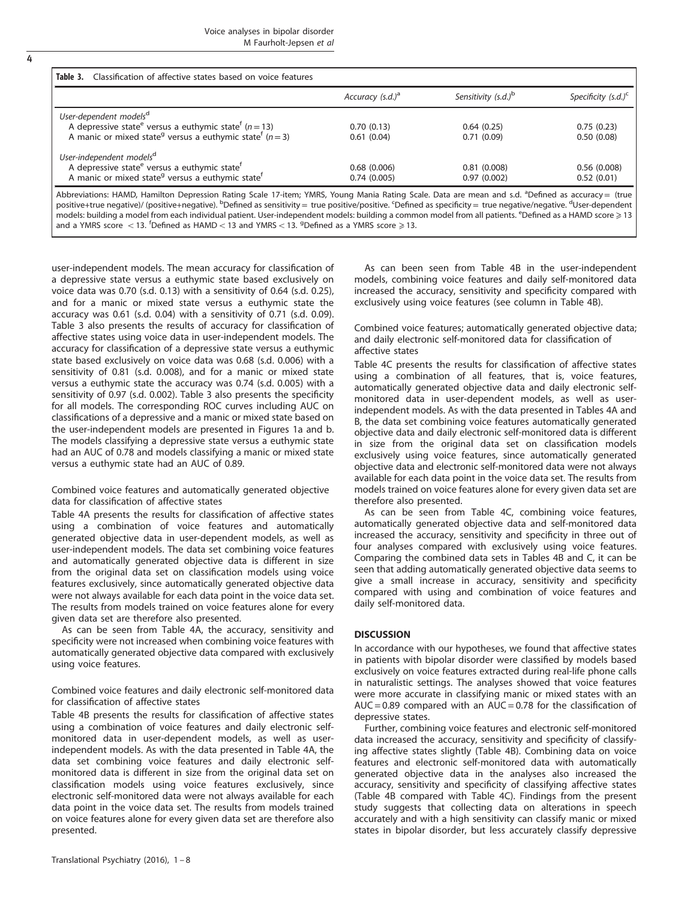**Table 3.** Classification of affective states based on voice features

| | Accuracy (s.d.)[a] | Sensitivity (s.d.)[b] | Specificity (s.d.)[c] |
|---|---|---|---|
| *User-dependent models*[d] | | | |
| A depressive state[e] versus a euthymic state[f] ($n=13$) | 0.70 (0.13) | 0.64 (0.25) | 0.75 (0.23) |
| A manic or mixed state[g] versus a euthymic state[f] ($n=3$) | 0.61 (0.04) | 0.71 (0.09) | 0.50 (0.08) |
| *User-independent models*[d] | | | |
| A depressive state[e] versus a euthymic state[f] | 0.68 (0.006) | 0.81 (0.008) | 0.56 (0.008) |
| A manic or mixed state[g] versus a euthymic state[f] | 0.74 (0.005) | 0.97 (0.002) | 0.52 (0.01) |

Abbreviations: HAMD, Hamilton Depression Rating Scale 17-item; YMRS, Young Mania Rating Scale. Data are mean and s.d. [a]Defined as accuracy = (true positive+true negative)/ (positive+negative). [b]Defined as sensitivity = true positive/positive. [c]Defined as specificity = true negative/negative. [d]User-dependent models: building a model from each individual patient. User-independent models: building a common model from all patients. [e]Defined as a HAMD score ⩾ 13 and a YMRS score < 13. [f]Defined as HAMD < 13 and YMRS < 13. [g]Defined as a YMRS score ⩾ 13.

user-independent models. The mean accuracy for classification of a depressive state versus a euthymic state based exclusively on voice data was 0.70 (s.d. 0.13) with a sensitivity of 0.64 (s.d. 0.25), and for a manic or mixed state versus a euthymic state the accuracy was 0.61 (s.d. 0.04) with a sensitivity of 0.71 (s.d. 0.09). Table 3 also presents the results of accuracy for classification of affective states using voice data in user-independent models. The accuracy for classification of a depressive state versus a euthymic state based exclusively on voice data was 0.68 (s.d. 0.006) with a sensitivity of 0.81 (s.d. 0.008), and for a manic or mixed state versus a euthymic state the accuracy was 0.74 (s.d. 0.005) with a sensitivity of 0.97 (s.d. 0.002). Table 3 also presents the specificity for all models. The corresponding ROC curves including AUC on classifications of a depressive and a manic or mixed state based on the user-independent models are presented in Figures 1a and b. The models classifying a depressive state versus a euthymic state had an AUC of 0.78 and models classifying a manic or mixed state versus a euthymic state had an AUC of 0.89.

Combined voice features and automatically generated objective data for classification of affective states

Table 4A presents the results for classification of affective states using a combination of voice features and automatically generated objective data in user-dependent models, as well as user-independent models. The data set combining voice features and automatically generated objective data is different in size from the original data set on classification models using voice features exclusively, since automatically generated objective data were not always available for each data point in the voice data set. The results from models trained on voice features alone for every given data set are therefore also presented.

As can be seen from Table 4A, the accuracy, sensitivity and specificity were not increased when combining voice features with automatically generated objective data compared with exclusively using voice features.

Combined voice features and daily electronic self-monitored data for classification of affective states

Table 4B presents the results for classification of affective states using a combination of voice features and daily electronic self-monitored data in user-dependent models, as well as user-independent models. As with the data presented in Table 4A, the data set combining voice features and daily electronic self-monitored data is different in size from the original data set on classification models using voice features exclusively, since electronic self-monitored data were not always available for each data point in the voice data set. The results from models trained on voice features alone for every given data set are therefore also presented.

As can been seen from Table 4B in the user-independent models, combining voice features and daily self-monitored data increased the accuracy, sensitivity and specificity compared with exclusively using voice features (see column in Table 4B).

Combined voice features; automatically generated objective data; and daily electronic self-monitored data for classification of affective states

Table 4C presents the results for classification of affective states using a combination of all features, that is, voice features, automatically generated objective data and daily electronic self-monitored data in user-dependent models, as well as user-independent models. As with the data presented in Tables 4A and B, the data set combining voice features automatically generated objective data and daily electronic self-monitored data is different in size from the original data set on classification models exclusively using voice features, since automatically generated objective data and electronic self-monitored data were not always available for each data point in the voice data set. The results from models trained on voice features alone for every given data set are therefore also presented.

As can be seen from Table 4C, combining voice features, automatically generated objective data and self-monitored data increased the accuracy, sensitivity and specificity in three out of four analyses compared with exclusively using voice features. Comparing the combined data sets in Tables 4B and C, it can be seen that adding automatically generated objective data seems to give a small increase in accuracy, sensitivity and specificity compared with using and combination of voice features and daily self-monitored data.

## DISCUSSION

In accordance with our hypotheses, we found that affective states in patients with bipolar disorder were classified by models based exclusively on voice features extracted during real-life phone calls in naturalistic settings. The analyses showed that voice features were more accurate in classifying manic or mixed states with an AUC = 0.89 compared with an AUC = 0.78 for the classification of depressive states.

Further, combining voice features and electronic self-monitored data increased the accuracy, sensitivity and specificity of classifying affective states slightly (Table 4B). Combining data on voice features and electronic self-monitored data with automatically generated objective data in the analyses also increased the accuracy, sensitivity and specificity of classifying affective states (Table 4B compared with Table 4C). Findings from the present study suggests that collecting data on alterations in speech accurately and with a high sensitivity can classify manic or mixed states in bipolar disorder, but less accurately classify depressive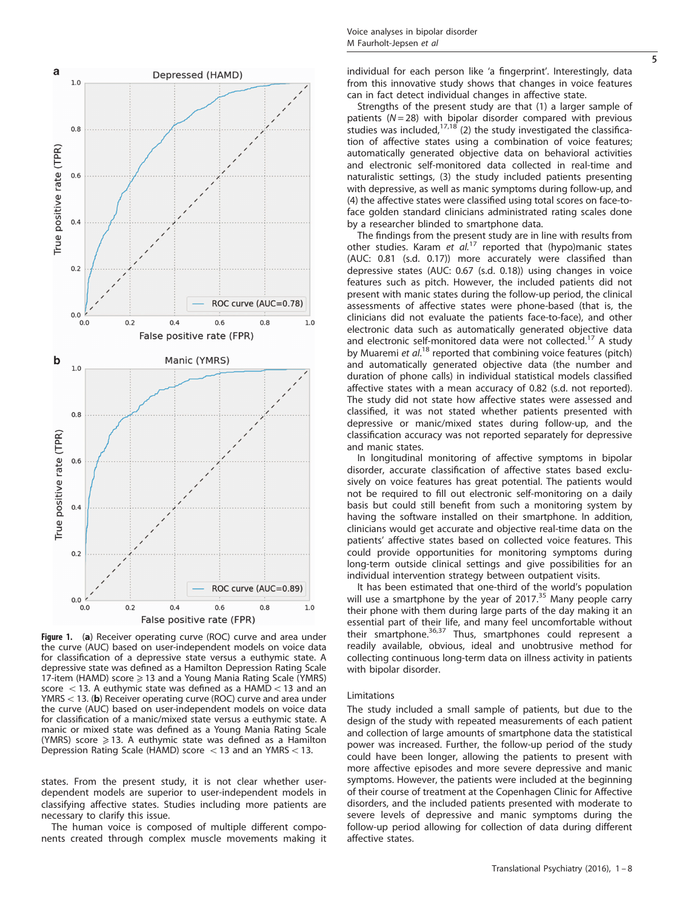Figure 1. (**a**) Receiver operating curve (ROC) curve and area under the curve (AUC) based on user-independent models on voice data for classification of a depressive state versus a euthymic state. A depressive state was defined as a Hamilton Depression Rating Scale 17-item (HAMD) score ⩾ 13 and a Young Mania Rating Scale (YMRS) score < 13. A euthymic state was defined as a HAMD < 13 and an YMRS < 13. (**b**) Receiver operating curve (ROC) curve and area under the curve (AUC) based on user-independent models on voice data for classification of a manic/mixed state versus a euthymic state. A manic or mixed state was defined as a Young Mania Rating Scale (YMRS) score ⩾ 13. A euthymic state was defined as a Hamilton Depression Rating Scale (HAMD) score < 13 and an YMRS < 13.

states. From the present study, it is not clear whether user-dependent models are superior to user-independent models in classifying affective states. Studies including more patients are necessary to clarify this issue.

The human voice is composed of multiple different components created through complex muscle movements making it individual for each person like 'a fingerprint'. Interestingly, data from this innovative study shows that changes in voice features can in fact detect individual changes in affective state.

Strengths of the present study are that (1) a larger sample of patients ($N = 28$) with bipolar disorder compared with previous studies was included,[17,18] (2) the study investigated the classification of affective states using a combination of voice features; automatically generated objective data on behavioral activities and electronic self-monitored data collected in real-time and naturalistic settings, (3) the study included patients presenting with depressive, as well as manic symptoms during follow-up, and (4) the affective states were classified using total scores on face-to-face golden standard clinicians administrated rating scales done by a researcher blinded to smartphone data.

The findings from the present study are in line with results from other studies. Karam *et al.*[17] reported that (hypo)manic states (AUC: 0.81 (s.d. 0.17)) more accurately were classified than depressive states (AUC: 0.67 (s.d. 0.18)) using changes in voice features such as pitch. However, the included patients did not present with manic states during the follow-up period, the clinical assessments of affective states were phone-based (that is, the clinicians did not evaluate the patients face-to-face), and other electronic data such as automatically generated objective data and electronic self-monitored data were not collected.[17] A study by Muaremi *et al.*[18] reported that combining voice features (pitch) and automatically generated objective data (the number and duration of phone calls) in individual statistical models classified affective states with a mean accuracy of 0.82 (s.d. not reported). The study did not state how affective states were assessed and classified, it was not stated whether patients presented with depressive or manic/mixed states during follow-up, and the classification accuracy was not reported separately for depressive and manic states.

In longitudinal monitoring of affective symptoms in bipolar disorder, accurate classification of affective states based exclusively on voice features has great potential. The patients would not be required to fill out electronic self-monitoring on a daily basis but could still benefit from such a monitoring system by having the software installed on their smartphone. In addition, clinicians would get accurate and objective real-time data on the patients' affective states based on collected voice features. This could provide opportunities for monitoring symptoms during long-term outside clinical settings and give possibilities for an individual intervention strategy between outpatient visits.

It has been estimated that one-third of the world's population will use a smartphone by the year of 2017.[35] Many people carry their phone with them during large parts of the day making it an essential part of their life, and many feel uncomfortable without their smartphone.[36,37] Thus, smartphones could represent a readily available, obvious, ideal and unobtrusive method for collecting continuous long-term data on illness activity in patients with bipolar disorder.

## Limitations

The study included a small sample of patients, but due to the design of the study with repeated measurements of each patient and collection of large amounts of smartphone data the statistical power was increased. Further, the follow-up period of the study could have been longer, allowing the patients to present with more affective episodes and more severe depressive and manic symptoms. However, the patients were included at the beginning of their course of treatment at the Copenhagen Clinic for Affective disorders, and the included patients presented with moderate to severe levels of depressive and manic symptoms during the follow-up period allowing for collection of data during different affective states.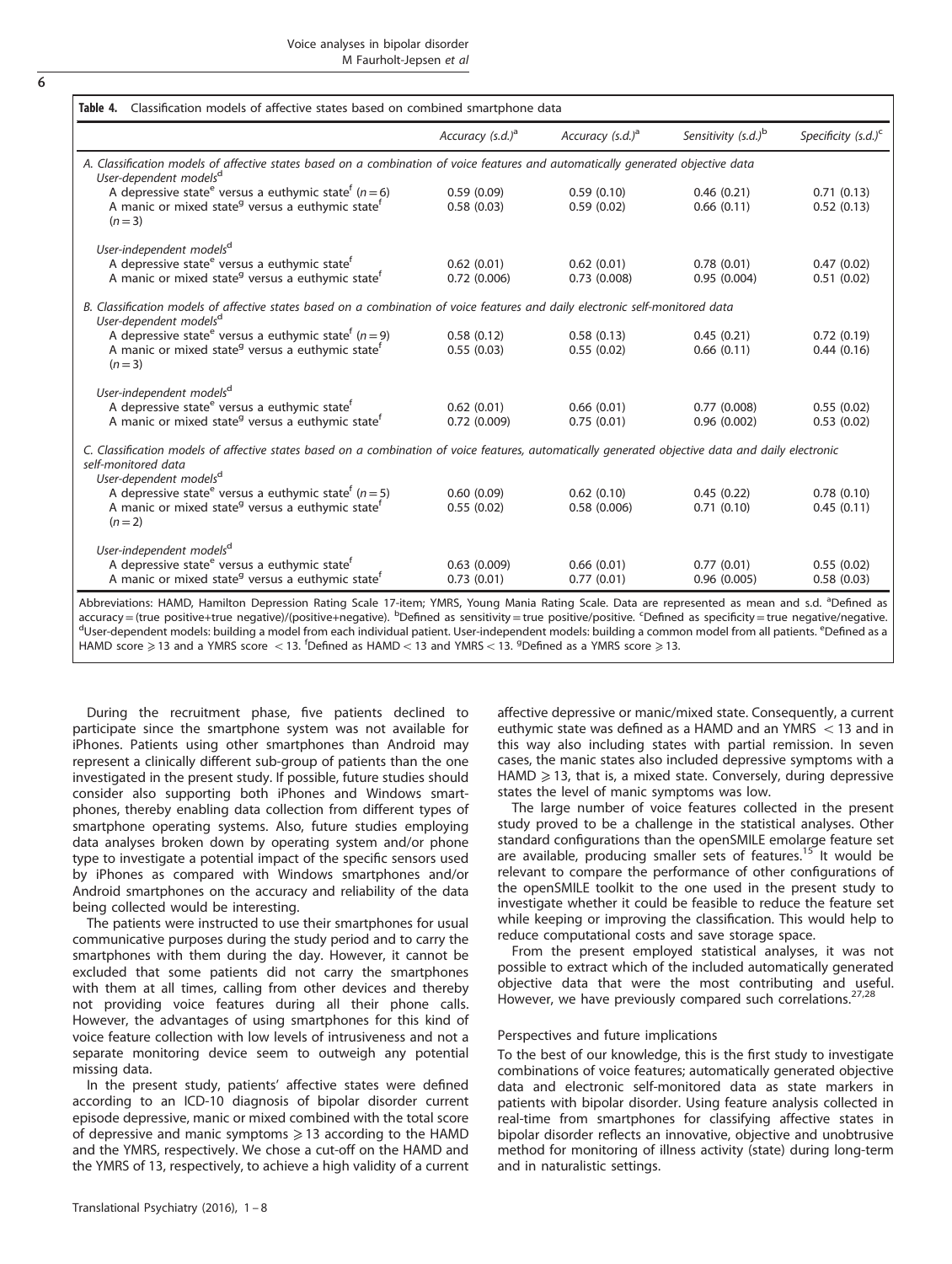**Table 4.** Classification models of affective states based on combined smartphone data

| | *Accuracy (s.d.)*[a] | *Accuracy (s.d.)*[a] | *Sensitivity (s.d.)*[b] | *Specificity (s.d.)*[c] |
|---|---|---|---|---|
| *A. Classification models of affective states based on a combination of voice features and automatically generated objective data* | | | | |
| *User-dependent models*[d] | | | | |
| A depressive state[e] versus a euthymic state[f] ($n=6$) | 0.59 (0.09) | 0.59 (0.10) | 0.46 (0.21) | 0.71 (0.13) |
| A manic or mixed state[g] versus a euthymic state[f] ($n=3$) | 0.58 (0.03) | 0.59 (0.02) | 0.66 (0.11) | 0.52 (0.13) |
| *User-independent models*[d] | | | | |
| A depressive state[e] versus a euthymic state[f] | 0.62 (0.01) | 0.62 (0.01) | 0.78 (0.01) | 0.47 (0.02) |
| A manic or mixed state[g] versus a euthymic state[f] | 0.72 (0.006) | 0.73 (0.008) | 0.95 (0.004) | 0.51 (0.02) |
| *B. Classification models of affective states based on a combination of voice features and daily electronic self-monitored data* | | | | |
| *User-dependent models*[d] | | | | |
| A depressive state[e] versus a euthymic state[f] ($n=9$) | 0.58 (0.12) | 0.58 (0.13) | 0.45 (0.21) | 0.72 (0.19) |
| A manic or mixed state[g] versus a euthymic state[f] ($n=3$) | 0.55 (0.03) | 0.55 (0.02) | 0.66 (0.11) | 0.44 (0.16) |
| *User-independent models*[d] | | | | |
| A depressive state[e] versus a euthymic state[f] | 0.62 (0.01) | 0.66 (0.01) | 0.77 (0.008) | 0.55 (0.02) |
| A manic or mixed state[g] versus a euthymic state[f] | 0.72 (0.009) | 0.75 (0.01) | 0.96 (0.002) | 0.53 (0.02) |
| *C. Classification models of affective states based on a combination of voice features, automatically generated objective data and daily electronic self-monitored data* | | | | |
| *User-dependent models*[d] | | | | |
| A depressive state[e] versus a euthymic state[f] ($n=5$) | 0.60 (0.09) | 0.62 (0.10) | 0.45 (0.22) | 0.78 (0.10) |
| A manic or mixed state[g] versus a euthymic state[f] ($n=2$) | 0.55 (0.02) | 0.58 (0.006) | 0.71 (0.10) | 0.45 (0.11) |
| *User-independent models*[d] | | | | |
| A depressive state[e] versus a euthymic state[f] | 0.63 (0.009) | 0.66 (0.01) | 0.77 (0.01) | 0.55 (0.02) |
| A manic or mixed state[g] versus a euthymic state[f] | 0.73 (0.01) | 0.77 (0.01) | 0.96 (0.005) | 0.58 (0.03) |

Abbreviations: HAMD, Hamilton Depression Rating Scale 17-item; YMRS, Young Mania Rating Scale. Data are represented as mean and s.d. [a]Defined as accuracy = (true positive+true negative)/(positive+negative). [b]Defined as sensitivity = true positive/positive. [c]Defined as specificity = true negative/negative. [d]User-dependent models: building a model from each individual patient. User-independent models: building a common model from all patients. [e]Defined as a HAMD score $\geqslant 13$ and a YMRS score $< 13$. [f]Defined as HAMD $< 13$ and YMRS $< 13$. [g]Defined as a YMRS score $\geqslant 13$.

During the recruitment phase, five patients declined to participate since the smartphone system was not available for iPhones. Patients using other smartphones than Android may represent a clinically different sub-group of patients than the one investigated in the present study. If possible, future studies should consider also supporting both iPhones and Windows smartphones, thereby enabling data collection from different types of smartphone operating systems. Also, future studies employing data analyses broken down by operating system and/or phone type to investigate a potential impact of the specific sensors used by iPhones as compared with Windows smartphones and/or Android smartphones on the accuracy and reliability of the data being collected would be interesting.

The patients were instructed to use their smartphones for usual communicative purposes during the study period and to carry the smartphones with them during the day. However, it cannot be excluded that some patients did not carry the smartphones with them at all times, calling from other devices and thereby not providing voice features during all their phone calls. However, the advantages of using smartphones for this kind of voice feature collection with low levels of intrusiveness and not a separate monitoring device seem to outweigh any potential missing data.

In the present study, patients' affective states were defined according to an ICD-10 diagnosis of bipolar disorder current episode depressive, manic or mixed combined with the total score of depressive and manic symptoms $\geqslant 13$ according to the HAMD and the YMRS, respectively. We chose a cut-off on the HAMD and the YMRS of 13, respectively, to achieve a high validity of a current affective depressive or manic/mixed state. Consequently, a current euthymic state was defined as a HAMD and an YMRS $< 13$ and in this way also including states with partial remission. In seven cases, the manic states also included depressive symptoms with a HAMD $\geqslant 13$, that is, a mixed state. Conversely, during depressive states the level of manic symptoms was low.

The large number of voice features collected in the present study proved to be a challenge in the statistical analyses. Other standard configurations than the openSMILE emolarge feature set are available, producing smaller sets of features.[15] It would be relevant to compare the performance of other configurations of the openSMILE toolkit to the one used in the present study to investigate whether it could be feasible to reduce the feature set while keeping or improving the classification. This would help to reduce computational costs and save storage space.

From the present employed statistical analyses, it was not possible to extract which of the included automatically generated objective data that were the most contributing and useful. However, we have previously compared such correlations.[27,28]

### Perspectives and future implications

To the best of our knowledge, this is the first study to investigate combinations of voice features; automatically generated objective data and electronic self-monitored data as state markers in patients with bipolar disorder. Using feature analysis collected in real-time from smartphones for classifying affective states in bipolar disorder reflects an innovative, objective and unobtrusive method for monitoring of illness activity (state) during long-term and in naturalistic settings.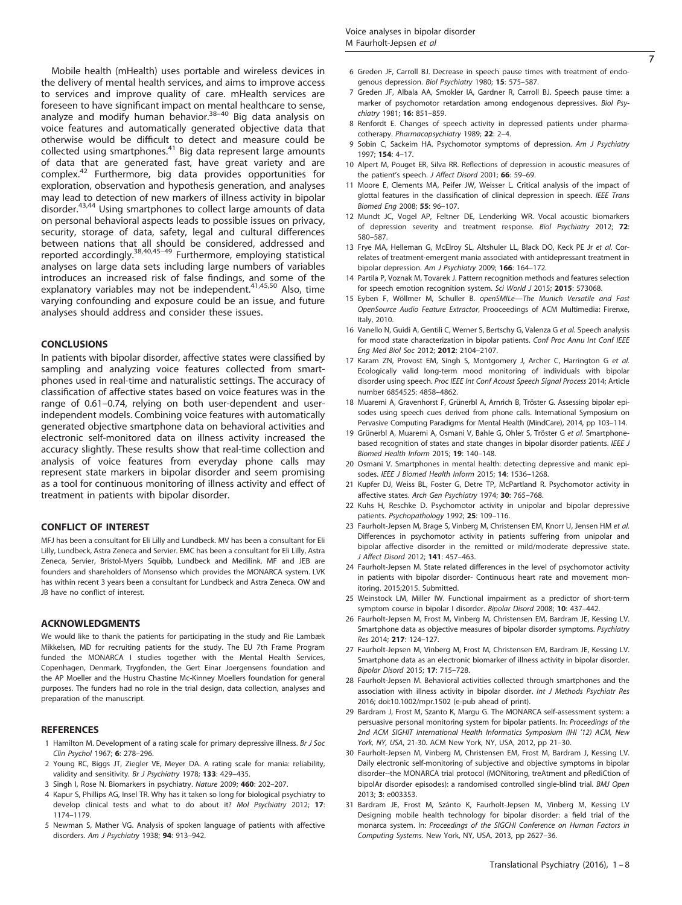Mobile health (mHealth) uses portable and wireless devices in the delivery of mental health services, and aims to improve access to services and improve quality of care. mHealth services are foreseen to have significant impact on mental healthcare to sense, analyze and modify human behavior.[38–40] Big data analysis on voice features and automatically generated objective data that otherwise would be difficult to detect and measure could be collected using smartphones.[41] Big data represent large amounts of data that are generated fast, have great variety and are complex.[42] Furthermore, big data provides opportunities for exploration, observation and hypothesis generation, and analyses may lead to detection of new markers of illness activity in bipolar disorder.[43,44] Using smartphones to collect large amounts of data on personal behavioral aspects leads to possible issues on privacy, security, storage of data, safety, legal and cultural differences between nations that all should be considered, addressed and reported accordingly.[38,40,45–49] Furthermore, employing statistical analyses on large data sets including large numbers of variables introduces an increased risk of false findings, and some of the explanatory variables may not be independent.[41,45,50] Also, time varying confounding and exposure could be an issue, and future analyses should address and consider these issues.

## CONCLUSIONS

In patients with bipolar disorder, affective states were classified by sampling and analyzing voice features collected from smartphones used in real-time and naturalistic settings. The accuracy of classification of affective states based on voice features was in the range of 0.61–0.74, relying on both user-dependent and user-independent models. Combining voice features with automatically generated objective smartphone data on behavioral activities and electronic self-monitored data on illness activity increased the accuracy slightly. These results show that real-time collection and analysis of voice features from everyday phone calls may represent state markers in bipolar disorder and seem promising as a tool for continuous monitoring of illness activity and effect of treatment in patients with bipolar disorder.

## CONFLICT OF INTEREST

MFJ has been a consultant for Eli Lilly and Lundbeck. MV has been a consultant for Eli Lilly, Lundbeck, Astra Zeneca and Servier. EMC has been a consultant for Eli Lilly, Astra Zeneca, Servier, Bristol-Myers Squibb, Lundbeck and Medilink. MF and JEB are founders and shareholders of Monsenso which provides the MONARCA system. LVK has within recent 3 years been a consultant for Lundbeck and Astra Zeneca. OW and JB have no conflict of interest.

## ACKNOWLEDGMENTS

We would like to thank the patients for participating in the study and Rie Lambæk Mikkelsen, MD for recruiting patients for the study. The EU 7th Frame Program funded the MONARCA I studies together with the Mental Health Services, Copenhagen, Denmark, Trygfonden, the Gert Einar Joergensens foundation and the AP Moeller and the Hustru Chastine Mc-Kinney Moellers foundation for general purposes. The funders had no role in the trial design, data collection, analyses and preparation of the manuscript.

## REFERENCES

1 Hamilton M. Development of a rating scale for primary depressive illness. *Br J Soc Clin Psychol* 1967; **6**: 278–296.

2 Young RC, Biggs JT, Ziegler VE, Meyer DA. A rating scale for mania: reliability, validity and sensitivity. *Br J Psychiatry* 1978; **133**: 429–435.

3 Singh I, Rose N. Biomarkers in psychiatry. *Nature* 2009; **460**: 202–207.

4 Kapur S, Phillips AG, Insel TR. Why has it taken so long for biological psychiatry to develop clinical tests and what to do about it? *Mol Psychiatry* 2012; **17**: 1174–1179.

5 Newman S, Mather VG. Analysis of spoken language of patients with affective disorders. *Am J Psychiatry* 1938; **94**: 913–942.

6 Greden JF, Carroll BJ. Decrease in speech pause times with treatment of endogenous depression. *Biol Psychiatry* 1980; **15**: 575–587.

7 Greden JF, Albala AA, Smokler IA, Gardner R, Carroll BJ. Speech pause time: a marker of psychomotor retardation among endogenous depressives. *Biol Psychiatry* 1981; **16**: 851–859.

8 Renfordt E. Changes of speech activity in depressed patients under pharmacotherapy. *Pharmacopsychiatry* 1989; **22**: 2–4.

9 Sobin C, Sackeim HA. Psychomotor symptoms of depression. *Am J Psychiatry* 1997; **154**: 4–17.

10 Alpert M, Pouget ER, Silva RR. Reflections of depression in acoustic measures of the patient's speech. *J Affect Disord* 2001; **66**: 59–69.

11 Moore E, Clements MA, Peifer JW, Weisser L. Critical analysis of the impact of glottal features in the classification of clinical depression in speech. *IEEE Trans Biomed Eng* 2008; **55**: 96–107.

12 Mundt JC, Vogel AP, Feltner DE, Lenderking WR. Vocal acoustic biomarkers of depression severity and treatment response. *Biol Psychiatry* 2012; **72**: 580–587.

13 Frye MA, Helleman G, McElroy SL, Altshuler LL, Black DO, Keck PE Jr *et al.* Correlates of treatment-emergent mania associated with antidepressant treatment in bipolar depression. *Am J Psychiatry* 2009; **166**: 164–172.

14 Partila P, Voznak M, Tovarek J. Pattern recognition methods and features selection for speech emotion recognition system. *Sci World J* 2015; **2015**: 573068.

15 Eyben F, Wöllmer M, Schuller B. *openSMILe—The Munich Versatile and Fast OpenSource Audio Feature Extractor*, Prooceedings of ACM Multimedia: Firenxe, Italy, 2010.

16 Vanello N, Guidi A, Gentili C, Werner S, Bertschy G, Valenza G *et al.* Speech analysis for mood state characterization in bipolar patients. *Conf Proc Annu Int Conf IEEE Eng Med Biol Soc* 2012; **2012**: 2104–2107.

17 Karam ZN, Provost EM, Singh S, Montgomery J, Archer C, Harrington G *et al.* Ecologically valid long-term mood monitoring of individuals with bipolar disorder using speech. *Proc IEEE Int Conf Acoust Speech Signal Process* 2014; Article number 6854525: 4858–4862.

18 Muaremi A, Gravenhorst F, Grünerbl A, Arnrich B, Tröster G. Assessing bipolar episodes using speech cues derived from phone calls. International Symposium on Pervasive Computing Paradigms for Mental Health (MindCare), 2014, pp 103–114.

19 Grünerbl A, Muaremi A, Osmani V, Bahle G, Ohler S, Tröster G *et al.* Smartphone-based recognition of states and state changes in bipolar disorder patients. *IEEE J Biomed Health Inform* 2015; **19**: 140–148.

20 Osmani V. Smartphones in mental health: detecting depressive and manic episodes. *IEEE J Biomed Health Inform* 2015; **14**: 1536–1268.

21 Kupfer DJ, Weiss BL, Foster G, Detre TP, McPartland R. Psychomotor activity in affective states. *Arch Gen Psychiatry* 1974; **30**: 765–768.

22 Kuhs H, Reschke D. Psychomotor activity in unipolar and bipolar depressive patients. *Psychopathology* 1992; **25**: 109–116.

23 Faurholt-Jepsen M, Brage S, Vinberg M, Christensen EM, Knorr U, Jensen HM *et al.* Differences in psychomotor activity in patients suffering from unipolar and bipolar affective disorder in the remitted or mild/moderate depressive state. *J Affect Disord* 2012; **141**: 457–463.

24 Faurholt-Jepsen M. State related differences in the level of psychomotor activity in patients with bipolar disorder- Continuous heart rate and movement monitoring. 2015;2015. Submitted.

25 Weinstock LM, Miller IW. Functional impairment as a predictor of short-term symptom course in bipolar I disorder. *Bipolar Disord* 2008; **10**: 437–442.

26 Faurholt-Jepsen M, Frost M, Vinberg M, Christensen EM, Bardram JE, Kessing LV. Smartphone data as objective measures of bipolar disorder symptoms. *Psychiatry Res* 2014; **217**: 124–127.

27 Faurholt-Jepsen M, Vinberg M, Frost M, Christensen EM, Bardram JE, Kessing LV. Smartphone data as an electronic biomarker of illness activity in bipolar disorder. *Bipolar Disord* 2015; **17**: 715–728.

28 Faurholt-Jepsen M. Behavioral activities collected through smartphones and the association with illness activity in bipolar disorder. *Int J Methods Psychiatr Res* 2016; doi:10.1002/mpr.1502 (e-pub ahead of print).

29 Bardram J, Frost M, Szanto K, Margu G. The MONARCA self-assessment system: a persuasive personal monitoring system for bipolar patients. In: *Proceedings of the 2nd ACM SIGHIT International Health Informatics Symposium (IHI '12) ACM, New York, NY, USA*, 21-30. ACM New York, NY, USA, 2012, pp 21–30.

30 Faurholt-Jepsen M, Vinberg M, Christensen EM, Frost M, Bardram J, Kessing LV. Daily electronic self-monitoring of subjective and objective symptoms in bipolar disorder--the MONARCA trial protocol (MONitoring, treAtment and pRediCtion of bipolAr disorder episodes): a randomised controlled single-blind trial. *BMJ Open* 2013; **3**: e003353.

31 Bardram JE, Frost M, Szánto K, Faurholt-Jepsen M, Vinberg M, Kessing LV Designing mobile health technology for bipolar disorder: a field trial of the monarca system. In: *Proceedings of the SIGCHI Conference on Human Factors in Computing Systems.* New York, NY, USA, 2013, pp 2627–36.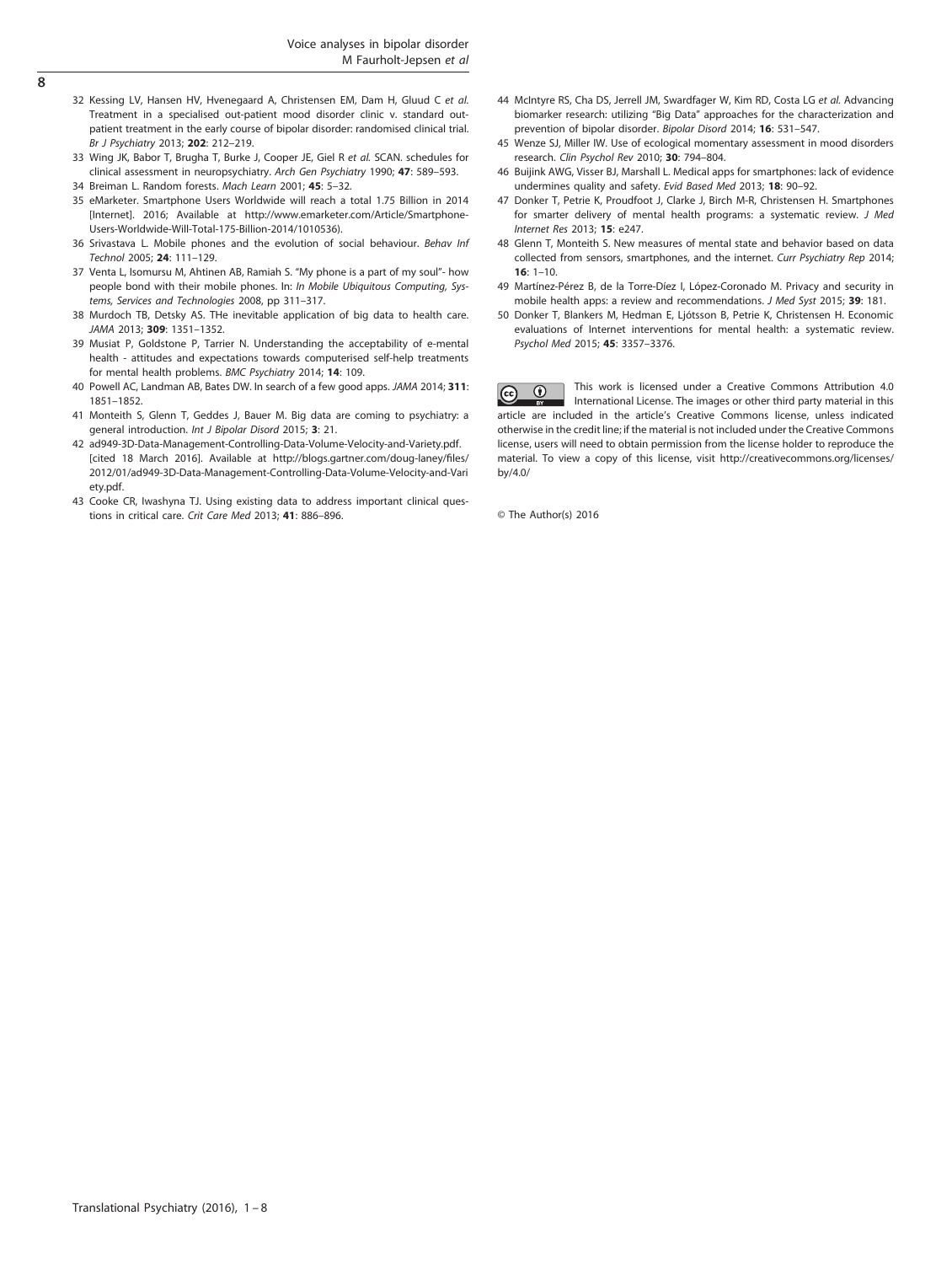32 Kessing LV, Hansen HV, Hvenegaard A, Christensen EM, Dam H, Gluud C *et al.* Treatment in a specialised out-patient mood disorder clinic v. standard out-patient treatment in the early course of bipolar disorder: randomised clinical trial. *Br J Psychiatry* 2013; **202**: 212–219.

33 Wing JK, Babor T, Brugha T, Burke J, Cooper JE, Giel R *et al.* SCAN. schedules for clinical assessment in neuropsychiatry. *Arch Gen Psychiatry* 1990; **47**: 589–593.

34 Breiman L. Random forests. *Mach Learn* 2001; **45**: 5–32.

35 eMarketer. Smartphone Users Worldwide will reach a total 1.75 Billion in 2014 [Internet]. 2016; Available at http://www.emarketer.com/Article/Smartphone-Users-Worldwide-Will-Total-175-Billion-2014/1010536).

36 Srivastava L. Mobile phones and the evolution of social behaviour. *Behav Inf Technol* 2005; **24**: 111–129.

37 Venta L, Isomursu M, Ahtinen AB, Ramiah S. "My phone is a part of my soul"- how people bond with their mobile phones. In: *In Mobile Ubiquitous Computing, Systems, Services and Technologies* 2008, pp 311–317.

38 Murdoch TB, Detsky AS. THe inevitable application of big data to health care. *JAMA* 2013; **309**: 1351–1352.

39 Musiat P, Goldstone P, Tarrier N. Understanding the acceptability of e-mental health - attitudes and expectations towards computerised self-help treatments for mental health problems. *BMC Psychiatry* 2014; **14**: 109.

40 Powell AC, Landman AB, Bates DW. In search of a few good apps. *JAMA* 2014; **311**: 1851–1852.

41 Monteith S, Glenn T, Geddes J, Bauer M. Big data are coming to psychiatry: a general introduction. *Int J Bipolar Disord* 2015; **3**: 21.

42 ad949-3D-Data-Management-Controlling-Data-Volume-Velocity-and-Variety.pdf. [cited 18 March 2016]. Available at http://blogs.gartner.com/doug-laney/files/2012/01/ad949-3D-Data-Management-Controlling-Data-Volume-Velocity-and-Variety.pdf.

43 Cooke CR, Iwashyna TJ. Using existing data to address important clinical questions in critical care. *Crit Care Med* 2013; **41**: 886–896.

44 McIntyre RS, Cha DS, Jerrell JM, Swardfager W, Kim RD, Costa LG *et al.* Advancing biomarker research: utilizing "Big Data" approaches for the characterization and prevention of bipolar disorder. *Bipolar Disord* 2014; **16**: 531–547.

45 Wenze SJ, Miller IW. Use of ecological momentary assessment in mood disorders research. *Clin Psychol Rev* 2010; **30**: 794–804.

46 Buijink AWG, Visser BJ, Marshall L. Medical apps for smartphones: lack of evidence undermines quality and safety. *Evid Based Med* 2013; **18**: 90–92.

47 Donker T, Petrie K, Proudfoot J, Clarke J, Birch M-R, Christensen H. Smartphones for smarter delivery of mental health programs: a systematic review. *J Med Internet Res* 2013; **15**: e247.

48 Glenn T, Monteith S. New measures of mental state and behavior based on data collected from sensors, smartphones, and the internet. *Curr Psychiatry Rep* 2014; **16**: 1–10.

49 Martínez-Pérez B, de la Torre-Díez I, López-Coronado M. Privacy and security in mobile health apps: a review and recommendations. *J Med Syst* 2015; **39**: 181.

50 Donker T, Blankers M, Hedman E, Ljótsson B, Petrie K, Christensen H. Economic evaluations of Internet interventions for mental health: a systematic review. *Psychol Med* 2015; **45**: 3357–3376.

This work is licensed under a Creative Commons Attribution 4.0 International License. The images or other third party material in this article are included in the article's Creative Commons license, unless indicated otherwise in the credit line; if the material is not included under the Creative Commons license, users will need to obtain permission from the license holder to reproduce the material. To view a copy of this license, visit http://creativecommons.org/licenses/by/4.0/

© The Author(s) 2016